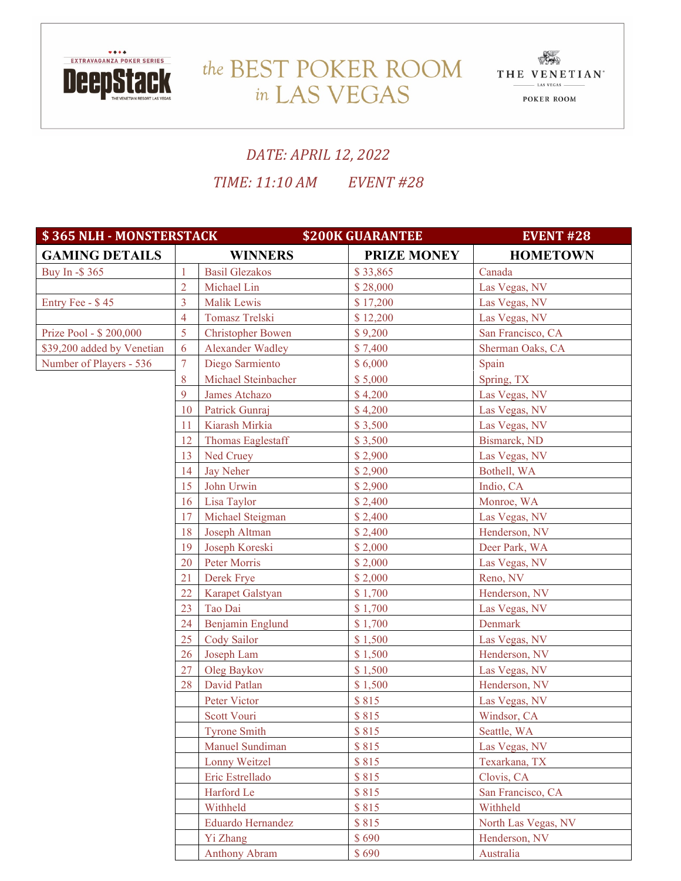# the BEST POKER ROOM in LAS VEGAS

DEEPSTACK EXTRAVAGANZA POKER SERIES — THE VENETIAN RESORT LAS VEGAS

THE VENETIAN LAS VEGAS POKER ROOM

*DATE: APRIL 12, 2022*

*TIME: 11:10 AM EVENT #28*

| $ 365 NLH - MONSTERSTACK | | $200K GUARANTEE | | EVENT #28 |
|---|---|---|---|---|
| **GAMING DETAILS** | | **WINNERS** | **PRIZE MONEY** | **HOMETOWN** |
| Buy In -$ 365 | 1 | Basil Glezakos | $ 33,865 | Canada |
| | 2 | Michael Lin | $ 28,000 | Las Vegas, NV |
| Entry Fee - $ 45 | 3 | Malik Lewis | $ 17,200 | Las Vegas, NV |
| | 4 | Tomasz Trelski | $ 12,200 | Las Vegas, NV |
| Prize Pool - $ 200,000 | 5 | Christopher Bowen | $ 9,200 | San Francisco, CA |
| $39,200 added by Venetian | 6 | Alexander Wadley | $ 7,400 | Sherman Oaks, CA |
| Number of Players - 536 | 7 | Diego Sarmiento | $ 6,000 | Spain |
| | 8 | Michael Steinbacher | $ 5,000 | Spring, TX |
| | 9 | James Atchazo | $ 4,200 | Las Vegas, NV |
| | 10 | Patrick Gunraj | $ 4,200 | Las Vegas, NV |
| | 11 | Kiarash Mirkia | $ 3,500 | Las Vegas, NV |
| | 12 | Thomas Eaglestaff | $ 3,500 | Bismarck, ND |
| | 13 | Ned Cruey | $ 2,900 | Las Vegas, NV |
| | 14 | Jay Neher | $ 2,900 | Bothell, WA |
| | 15 | John Urwin | $ 2,900 | Indio, CA |
| | 16 | Lisa Taylor | $ 2,400 | Monroe, WA |
| | 17 | Michael Steigman | $ 2,400 | Las Vegas, NV |
| | 18 | Joseph Altman | $ 2,400 | Henderson, NV |
| | 19 | Joseph Koreski | $ 2,000 | Deer Park, WA |
| | 20 | Peter Morris | $ 2,000 | Las Vegas, NV |
| | 21 | Derek Frye | $ 2,000 | Reno, NV |
| | 22 | Karapet Galstyan | $ 1,700 | Henderson, NV |
| | 23 | Tao Dai | $ 1,700 | Las Vegas, NV |
| | 24 | Benjamin Englund | $ 1,700 | Denmark |
| | 25 | Cody Sailor | $ 1,500 | Las Vegas, NV |
| | 26 | Joseph Lam | $ 1,500 | Henderson, NV |
| | 27 | Oleg Baykov | $ 1,500 | Las Vegas, NV |
| | 28 | David Patlan | $ 1,500 | Henderson, NV |
| | | Peter Victor | $ 815 | Las Vegas, NV |
| | | Scott Vouri | $ 815 | Windsor, CA |
| | | Tyrone Smith | $ 815 | Seattle, WA |
| | | Manuel Sundiman | $ 815 | Las Vegas, NV |
| | | Lonny Weitzel | $ 815 | Texarkana, TX |
| | | Eric Estrellado | $ 815 | Clovis, CA |
| | | Harford Le | $ 815 | San Francisco, CA |
| | | Withheld | $ 815 | Withheld |
| | | Eduardo Hernandez | $ 815 | North Las Vegas, NV |
| | | Yi Zhang | $ 690 | Henderson, NV |
| | | Anthony Abram | $ 690 | Australia |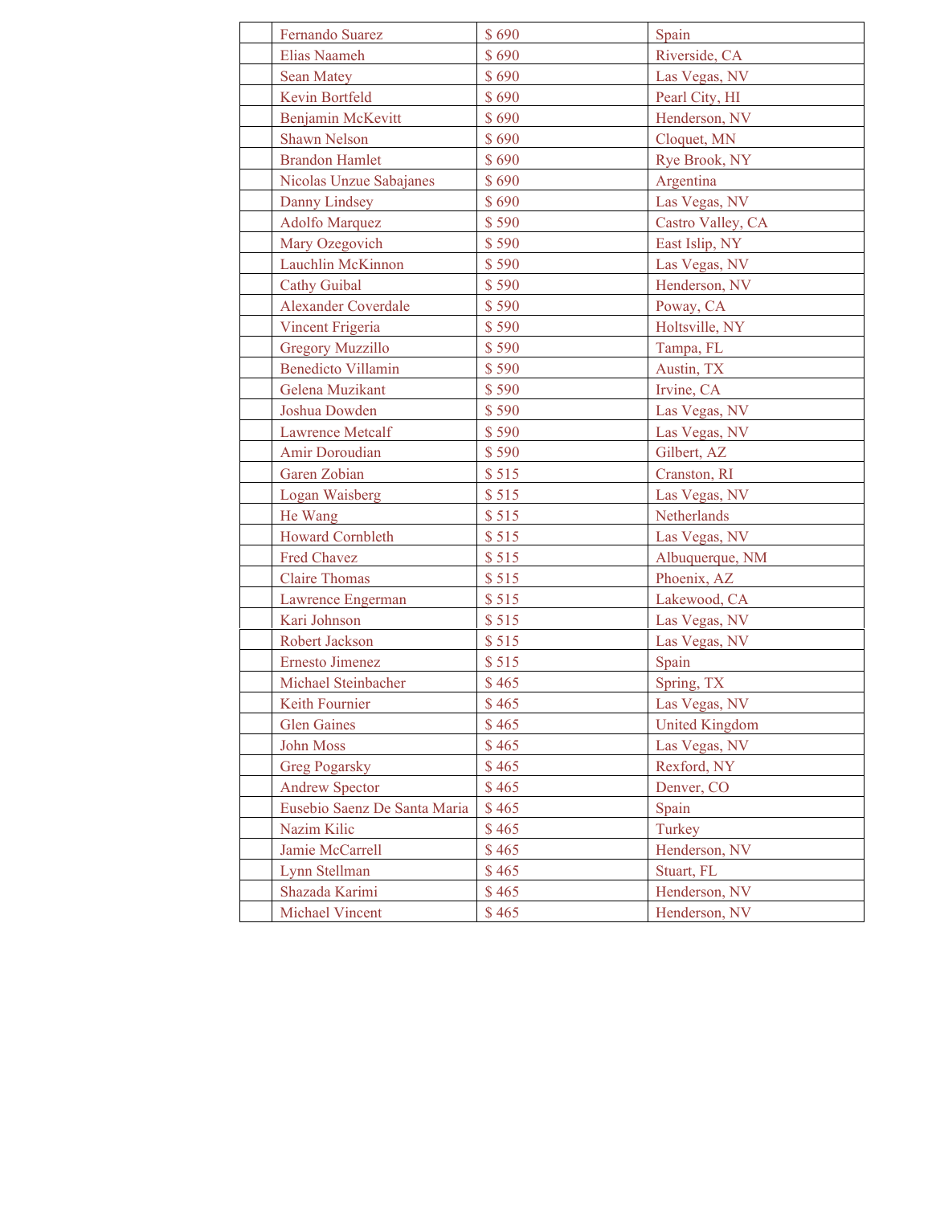| | | | |
|---|---|---|---|
| | Fernando Suarez | $ 690 | Spain |
| | Elias Naameh | $ 690 | Riverside, CA |
| | Sean Matey | $ 690 | Las Vegas, NV |
| | Kevin Bortfeld | $ 690 | Pearl City, HI |
| | Benjamin McKevitt | $ 690 | Henderson, NV |
| | Shawn Nelson | $ 690 | Cloquet, MN |
| | Brandon Hamlet | $ 690 | Rye Brook, NY |
| | Nicolas Unzue Sabajanes | $ 690 | Argentina |
| | Danny Lindsey | $ 690 | Las Vegas, NV |
| | Adolfo Marquez | $ 590 | Castro Valley, CA |
| | Mary Ozegovich | $ 590 | East Islip, NY |
| | Lauchlin McKinnon | $ 590 | Las Vegas, NV |
| | Cathy Guibal | $ 590 | Henderson, NV |
| | Alexander Coverdale | $ 590 | Poway, CA |
| | Vincent Frigeria | $ 590 | Holtsville, NY |
| | Gregory Muzzillo | $ 590 | Tampa, FL |
| | Benedicto Villamin | $ 590 | Austin, TX |
| | Gelena Muzikant | $ 590 | Irvine, CA |
| | Joshua Dowden | $ 590 | Las Vegas, NV |
| | Lawrence Metcalf | $ 590 | Las Vegas, NV |
| | Amir Doroudian | $ 590 | Gilbert, AZ |
| | Garen Zobian | $ 515 | Cranston, RI |
| | Logan Waisberg | $ 515 | Las Vegas, NV |
| | He Wang | $ 515 | Netherlands |
| | Howard Cornbleth | $ 515 | Las Vegas, NV |
| | Fred Chavez | $ 515 | Albuquerque, NM |
| | Claire Thomas | $ 515 | Phoenix, AZ |
| | Lawrence Engerman | $ 515 | Lakewood, CA |
| | Kari Johnson | $ 515 | Las Vegas, NV |
| | Robert Jackson | $ 515 | Las Vegas, NV |
| | Ernesto Jimenez | $ 515 | Spain |
| | Michael Steinbacher | $ 465 | Spring, TX |
| | Keith Fournier | $ 465 | Las Vegas, NV |
| | Glen Gaines | $ 465 | United Kingdom |
| | John Moss | $ 465 | Las Vegas, NV |
| | Greg Pogarsky | $ 465 | Rexford, NY |
| | Andrew Spector | $ 465 | Denver, CO |
| | Eusebio Saenz De Santa Maria | $ 465 | Spain |
| | Nazim Kilic | $ 465 | Turkey |
| | Jamie McCarrell | $ 465 | Henderson, NV |
| | Lynn Stellman | $ 465 | Stuart, FL |
| | Shazada Karimi | $ 465 | Henderson, NV |
| | Michael Vincent | $ 465 | Henderson, NV |